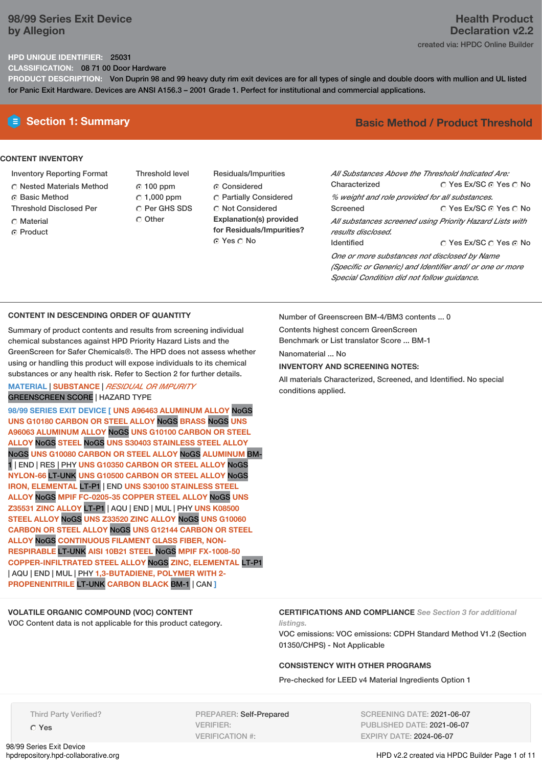# 98/99 Series Exit Device by Allegion

**Health Product Declaration v2.2**

created via: HPDC Online Builder

**HPD UNIQUE IDENTIFIER:** 25031

**CLASSIFICATION:** 08 71 00 Door Hardware

**PRODUCT DESCRIPTION:** Von Duprin 98 and 99 heavy duty rim exit devices are for all types of single and double doors with mullion and UL listed for Panic Exit Hardware. Devices are ANSI A156.3 – 2001 Grade 1. Perfect for institutional and commercial applications.

## Section 1: Summary

**Basic Method / Product Threshold**

### CONTENT INVENTORY

Inventory Reporting Format
- ◯ Nested Materials Method
- ◉ Basic Method

Threshold Disclosed Per
- ◯ Material
- ◉ Product

Threshold level
- ◉ 100 ppm
- ◯ 1,000 ppm
- ◯ Per GHS SDS
- ◯ Other

Residuals/Impurities
- ◉ Considered
- ◯ Partially Considered
- ◯ Not Considered

**Explanation(s) provided for Residuals/Impurities?**
◉ Yes ◯ No

*All Substances Above the Threshold Indicated Are:*

Characterized ◯ Yes Ex/SC ◉ Yes ◯ No
*% weight and role provided for all substances.*

Screened ◯ Yes Ex/SC ◉ Yes ◯ No
*All substances screened using Priority Hazard Lists with results disclosed.*

Identified ◯ Yes Ex/SC ◯ Yes ◉ No
*One or more substances not disclosed by Name (Specific or Generic) and Identifier and/ or one or more Special Condition did not follow guidance.*

### CONTENT IN DESCENDING ORDER OF QUANTITY

Summary of product contents and results from screening individual chemical substances against HPD Priority Hazard Lists and the GreenScreen for Safer Chemicals®. The HPD does not assess whether using or handling this product will expose individuals to its chemical substances or any health risk. Refer to Section 2 for further details.

MATERIAL | SUBSTANCE | *RESIDUAL OR IMPURITY*
GREENSCREEN SCORE | HAZARD TYPE

**98/99 SERIES EXIT DEVICE [ UNS A96463 ALUMINUM ALLOY** NoGS **UNS G10180 CARBON OR STEEL ALLOY** NoGS **BRASS** NoGS **UNS A96063 ALUMINUM ALLOY** NoGS **UNS G10100 CARBON OR STEEL ALLOY** NoGS **STEEL** NoGS **UNS S30403 STAINLESS STEEL ALLOY** NoGS **UNS G10080 CARBON OR STEEL ALLOY** NoGS **ALUMINUM** BM-1 | END | RES | PHY **UNS G10350 CARBON OR STEEL ALLOY** NoGS **NYLON-66** LT-UNK **UNS G10500 CARBON OR STEEL ALLOY** NoGS **IRON, ELEMENTAL** LT-P1 | END **UNS S30100 STAINLESS STEEL ALLOY** NoGS **MPIF FC-0205-35 COPPER STEEL ALLOY** NoGS **UNS Z35531 ZINC ALLOY** LT-P1 | AQU | END | MUL | PHY **UNS K08500 STEEL ALLOY** NoGS **UNS Z33520 ZINC ALLOY** NoGS **UNS G10060 CARBON OR STEEL ALLOY** NoGS **UNS G12144 CARBON OR STEEL ALLOY** NoGS **CONTINUOUS FILAMENT GLASS FIBER, NON-RESPIRABLE** LT-UNK **AISI 10B21 STEEL** NoGS **MPIF FX-1008-50 COPPER-INFILTRATED STEEL ALLOY** NoGS **ZINC, ELEMENTAL** LT-P1 | AQU | END | MUL | PHY **1,3-BUTADIENE, POLYMER WITH 2-PROPENENITRILE** LT-UNK **CARBON BLACK** BM-1 | CAN **]**

Number of Greenscreen BM-4/BM3 contents ... 0

Contents highest concern GreenScreen Benchmark or List translator Score ... BM-1

Nanomaterial ... No

**INVENTORY AND SCREENING NOTES:**

All materials Characterized, Screened, and Identified. No special conditions applied.

### VOLATILE ORGANIC COMPOUND (VOC) CONTENT

VOC Content data is not applicable for this product category.

### CERTIFICATIONS AND COMPLIANCE *See Section 3 for additional listings.*

VOC emissions: VOC emissions: CDPH Standard Method V1.2 (Section 01350/CHPS) - Not Applicable

### CONSISTENCY WITH OTHER PROGRAMS

Pre-checked for LEED v4 Material Ingredients Option 1

Third Party Verified?
◯ Yes

PREPARER: Self-Prepared
VERIFIER:
VERIFICATION #:

SCREENING DATE: 2021-06-07
PUBLISHED DATE: 2021-06-07
EXPIRY DATE: 2024-06-07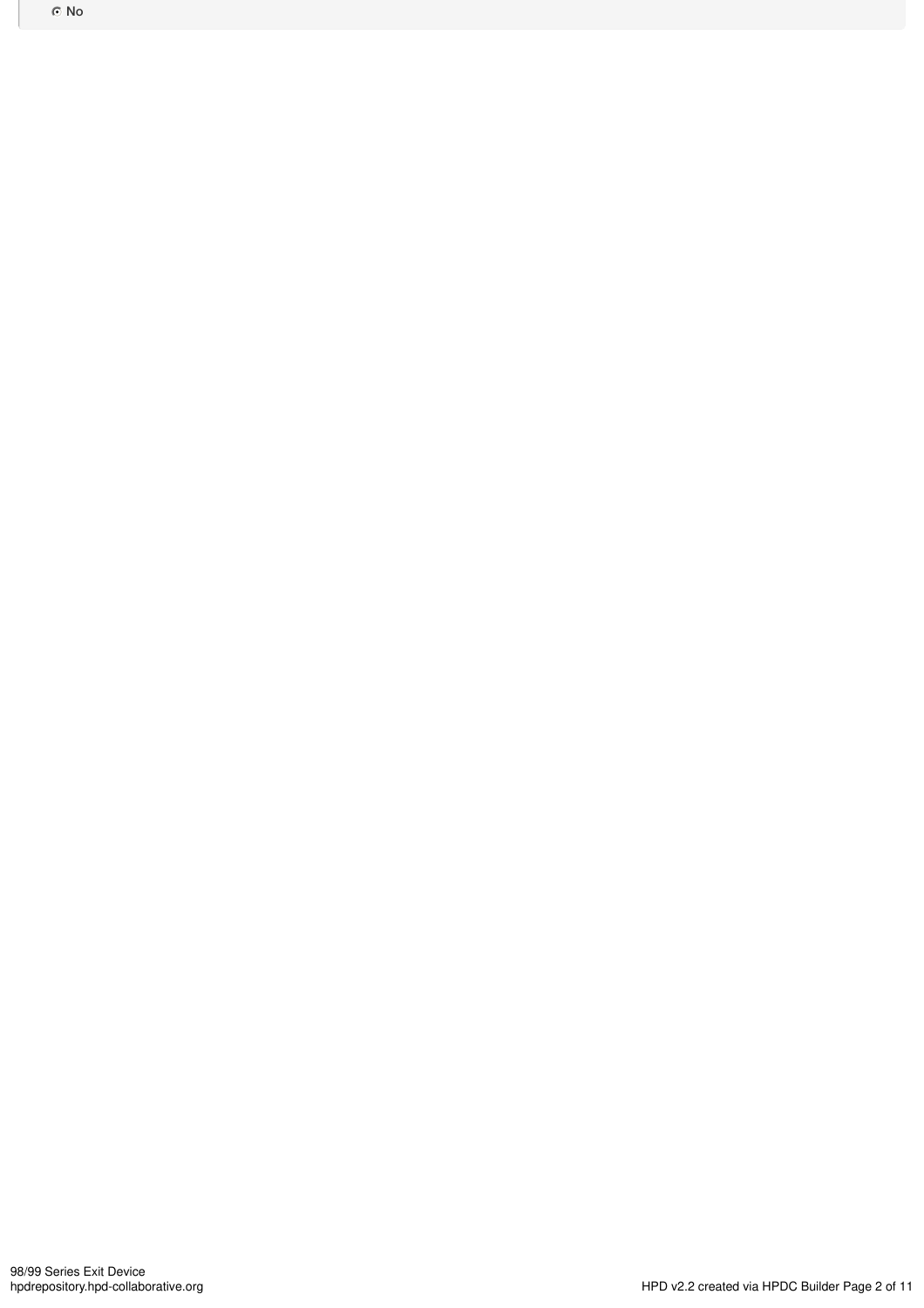◉ No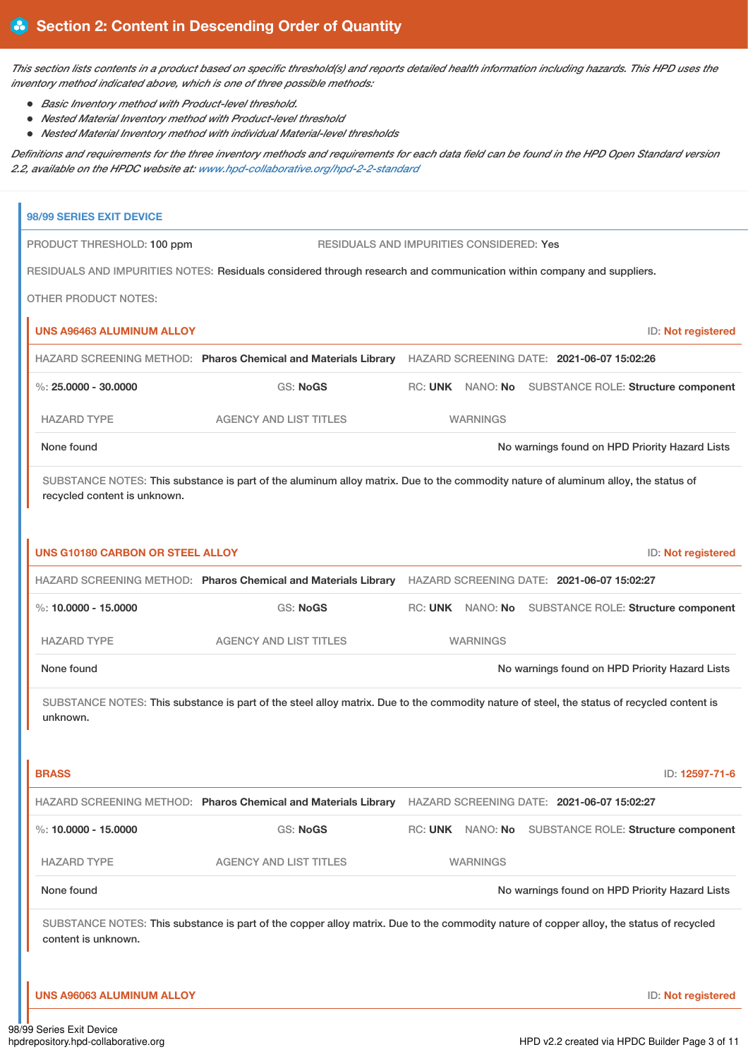## Section 2: Content in Descending Order of Quantity

*This section lists contents in a product based on specific threshold(s) and reports detailed health information including hazards. This HPD uses the inventory method indicated above, which is one of three possible methods:*

- *Basic Inventory method with Product-level threshold.*
- *Nested Material Inventory method with Product-level threshold*
- *Nested Material Inventory method with individual Material-level thresholds*

*Definitions and requirements for the three inventory methods and requirements for each data field can be found in the HPD Open Standard version 2.2, available on the HPDC website at: www.hpd-collaborative.org/hpd-2-2-standard*

### 98/99 SERIES EXIT DEVICE

PRODUCT THRESHOLD: 100 ppm

RESIDUALS AND IMPURITIES CONSIDERED: Yes

RESIDUALS AND IMPURITIES NOTES: Residuals considered through research and communication within company and suppliers.

OTHER PRODUCT NOTES:

#### UNS A96463 ALUMINUM ALLOY

ID: Not registered

HAZARD SCREENING METHOD: Pharos Chemical and Materials Library | HAZARD SCREENING DATE: 2021-06-07 15:02:26

%: 25.0000 - 30.0000 | GS: NoGS | RC: UNK | NANO: No | SUBSTANCE ROLE: Structure component

| HAZARD TYPE | AGENCY AND LIST TITLES | WARNINGS |
|---|---|---|
| None found | | No warnings found on HPD Priority Hazard Lists |

SUBSTANCE NOTES: This substance is part of the aluminum alloy matrix. Due to the commodity nature of aluminum alloy, the status of recycled content is unknown.

#### UNS G10180 CARBON OR STEEL ALLOY

ID: Not registered

HAZARD SCREENING METHOD: Pharos Chemical and Materials Library | HAZARD SCREENING DATE: 2021-06-07 15:02:27

%: 10.0000 - 15.0000 | GS: NoGS | RC: UNK | NANO: No | SUBSTANCE ROLE: Structure component

| HAZARD TYPE | AGENCY AND LIST TITLES | WARNINGS |
|---|---|---|
| None found | | No warnings found on HPD Priority Hazard Lists |

SUBSTANCE NOTES: This substance is part of the steel alloy matrix. Due to the commodity nature of steel, the status of recycled content is unknown.

#### BRASS

ID: 12597-71-6

HAZARD SCREENING METHOD: Pharos Chemical and Materials Library | HAZARD SCREENING DATE: 2021-06-07 15:02:27

%: 10.0000 - 15.0000 | GS: NoGS | RC: UNK | NANO: No | SUBSTANCE ROLE: Structure component

| HAZARD TYPE | AGENCY AND LIST TITLES | WARNINGS |
|---|---|---|
| None found | | No warnings found on HPD Priority Hazard Lists |

SUBSTANCE NOTES: This substance is part of the copper alloy matrix. Due to the commodity nature of copper alloy, the status of recycled content is unknown.

#### UNS A96063 ALUMINUM ALLOY

ID: Not registered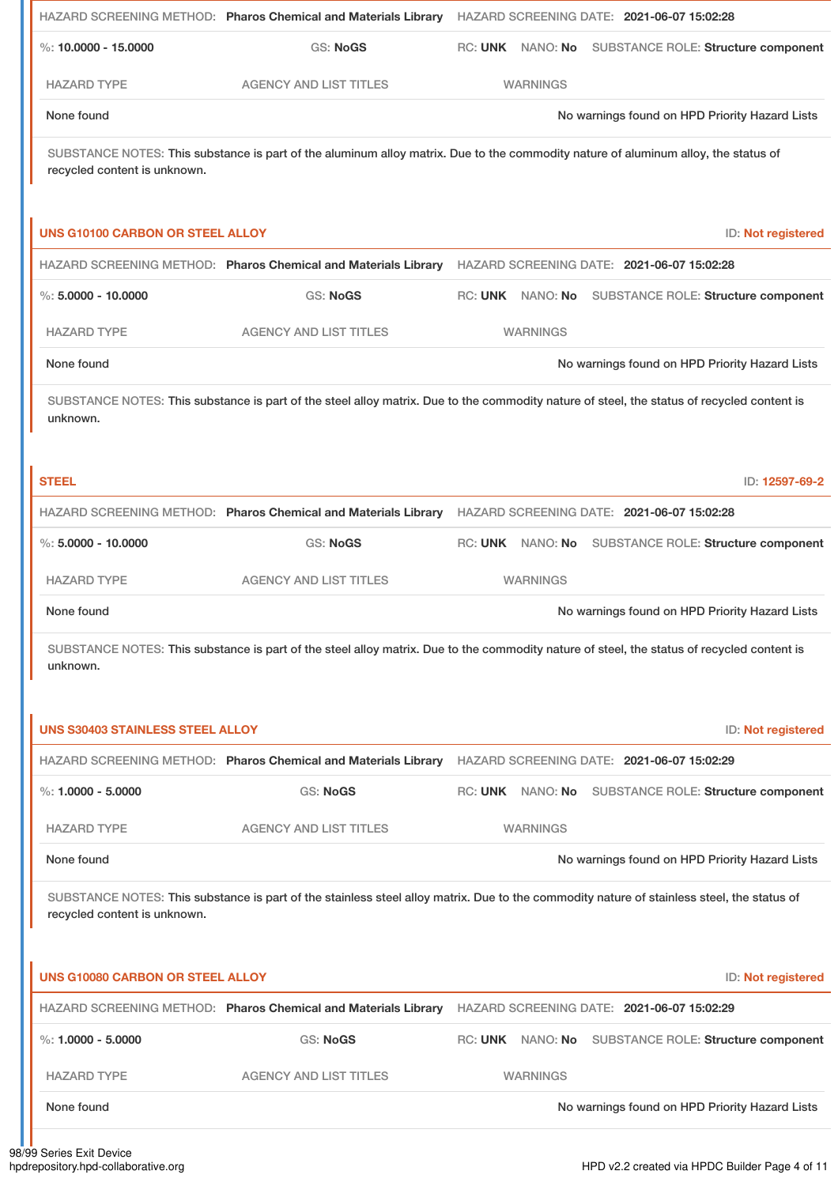HAZARD SCREENING METHOD: **Pharos Chemical and Materials Library** HAZARD SCREENING DATE: **2021-06-07 15:02:28**

%: **10.0000 - 15.0000** GS: **NoGS** RC: **UNK** NANO: **No** SUBSTANCE ROLE: **Structure component**

| HAZARD TYPE | AGENCY AND LIST TITLES | WARNINGS |
|---|---|---|
| None found | | No warnings found on HPD Priority Hazard Lists |

SUBSTANCE NOTES: This substance is part of the aluminum alloy matrix. Due to the commodity nature of aluminum alloy, the status of recycled content is unknown.

### UNS G10100 CARBON OR STEEL ALLOY

ID: **Not registered**

HAZARD SCREENING METHOD: **Pharos Chemical and Materials Library** HAZARD SCREENING DATE: **2021-06-07 15:02:28**

%: **5.0000 - 10.0000** GS: **NoGS** RC: **UNK** NANO: **No** SUBSTANCE ROLE: **Structure component**

| HAZARD TYPE | AGENCY AND LIST TITLES | WARNINGS |
|---|---|---|
| None found | | No warnings found on HPD Priority Hazard Lists |

SUBSTANCE NOTES: This substance is part of the steel alloy matrix. Due to the commodity nature of steel, the status of recycled content is unknown.

### STEEL

ID: **12597-69-2**

HAZARD SCREENING METHOD: **Pharos Chemical and Materials Library** HAZARD SCREENING DATE: **2021-06-07 15:02:28**

%: **5.0000 - 10.0000** GS: **NoGS** RC: **UNK** NANO: **No** SUBSTANCE ROLE: **Structure component**

| HAZARD TYPE | AGENCY AND LIST TITLES | WARNINGS |
|---|---|---|
| None found | | No warnings found on HPD Priority Hazard Lists |

SUBSTANCE NOTES: This substance is part of the steel alloy matrix. Due to the commodity nature of steel, the status of recycled content is unknown.

### UNS S30403 STAINLESS STEEL ALLOY

ID: **Not registered**

HAZARD SCREENING METHOD: **Pharos Chemical and Materials Library** HAZARD SCREENING DATE: **2021-06-07 15:02:29**

%: **1.0000 - 5.0000** GS: **NoGS** RC: **UNK** NANO: **No** SUBSTANCE ROLE: **Structure component**

| HAZARD TYPE | AGENCY AND LIST TITLES | WARNINGS |
|---|---|---|
| None found | | No warnings found on HPD Priority Hazard Lists |

SUBSTANCE NOTES: This substance is part of the stainless steel alloy matrix. Due to the commodity nature of stainless steel, the status of recycled content is unknown.

### UNS G10080 CARBON OR STEEL ALLOY

ID: **Not registered**

HAZARD SCREENING METHOD: **Pharos Chemical and Materials Library** HAZARD SCREENING DATE: **2021-06-07 15:02:29**

%: **1.0000 - 5.0000** GS: **NoGS** RC: **UNK** NANO: **No** SUBSTANCE ROLE: **Structure component**

| HAZARD TYPE | AGENCY AND LIST TITLES | WARNINGS |
|---|---|---|
| None found | | No warnings found on HPD Priority Hazard Lists |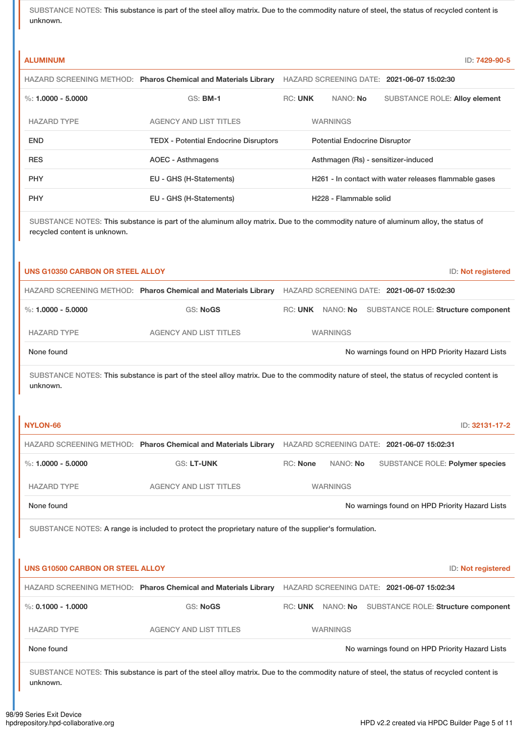SUBSTANCE NOTES: This substance is part of the steel alloy matrix. Due to the commodity nature of steel, the status of recycled content is unknown.

### ALUMINUM

ID: 7429-90-5

HAZARD SCREENING METHOD: **Pharos Chemical and Materials Library** HAZARD SCREENING DATE: **2021-06-07 15:02:30**

%: **1.0000 - 5.0000** GS: **BM-1** RC: **UNK** NANO: **No** SUBSTANCE ROLE: **Alloy element**

| HAZARD TYPE | AGENCY AND LIST TITLES | WARNINGS |
|---|---|---|
| END | TEDX - Potential Endocrine Disruptors | Potential Endocrine Disruptor |
| RES | AOEC - Asthmagens | Asthmagen (Rs) - sensitizer-induced |
| PHY | EU - GHS (H-Statements) | H261 - In contact with water releases flammable gases |
| PHY | EU - GHS (H-Statements) | H228 - Flammable solid |

SUBSTANCE NOTES: This substance is part of the aluminum alloy matrix. Due to the commodity nature of aluminum alloy, the status of recycled content is unknown.

### UNS G10350 CARBON OR STEEL ALLOY

ID: Not registered

HAZARD SCREENING METHOD: **Pharos Chemical and Materials Library** HAZARD SCREENING DATE: **2021-06-07 15:02:30**

%: **1.0000 - 5.0000** GS: **NoGS** RC: **UNK** NANO: **No** SUBSTANCE ROLE: **Structure component**

| HAZARD TYPE | AGENCY AND LIST TITLES | WARNINGS |
|---|---|---|
| None found | | No warnings found on HPD Priority Hazard Lists |

SUBSTANCE NOTES: This substance is part of the steel alloy matrix. Due to the commodity nature of steel, the status of recycled content is unknown.

### NYLON-66

ID: 32131-17-2

HAZARD SCREENING METHOD: **Pharos Chemical and Materials Library** HAZARD SCREENING DATE: **2021-06-07 15:02:31**

%: **1.0000 - 5.0000** GS: **LT-UNK** RC: **None** NANO: **No** SUBSTANCE ROLE: **Polymer species**

| HAZARD TYPE | AGENCY AND LIST TITLES | WARNINGS |
|---|---|---|
| None found | | No warnings found on HPD Priority Hazard Lists |

SUBSTANCE NOTES: A range is included to protect the proprietary nature of the supplier's formulation.

### UNS G10500 CARBON OR STEEL ALLOY

ID: Not registered

HAZARD SCREENING METHOD: **Pharos Chemical and Materials Library** HAZARD SCREENING DATE: **2021-06-07 15:02:34**

%: **0.1000 - 1.0000** GS: **NoGS** RC: **UNK** NANO: **No** SUBSTANCE ROLE: **Structure component**

| HAZARD TYPE | AGENCY AND LIST TITLES | WARNINGS |
|---|---|---|
| None found | | No warnings found on HPD Priority Hazard Lists |

SUBSTANCE NOTES: This substance is part of the steel alloy matrix. Due to the commodity nature of steel, the status of recycled content is unknown.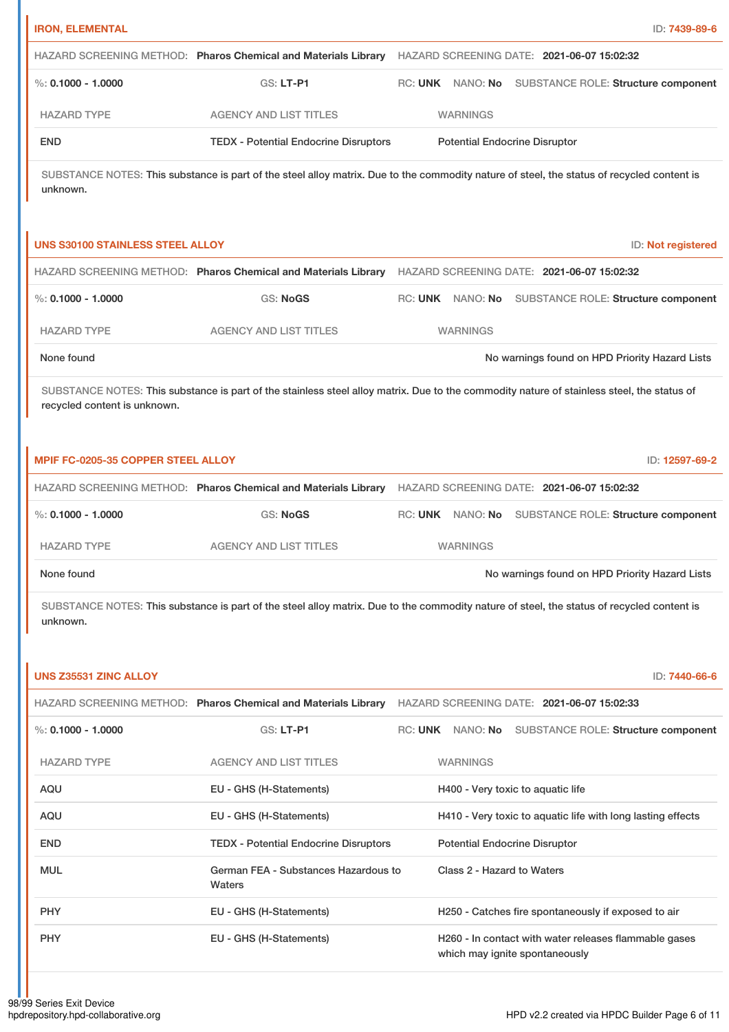### IRON, ELEMENTAL

ID: 7439-89-6

HAZARD SCREENING METHOD: **Pharos Chemical and Materials Library** HAZARD SCREENING DATE: **2021-06-07 15:02:32**

%: **0.1000 - 1.0000** GS: **LT-P1** RC: **UNK** NANO: **No** SUBSTANCE ROLE: **Structure component**

| HAZARD TYPE | AGENCY AND LIST TITLES | WARNINGS |
| --- | --- | --- |
| END | TEDX - Potential Endocrine Disruptors | Potential Endocrine Disruptor |

SUBSTANCE NOTES: This substance is part of the steel alloy matrix. Due to the commodity nature of steel, the status of recycled content is unknown.

### UNS S30100 STAINLESS STEEL ALLOY

ID: Not registered

HAZARD SCREENING METHOD: **Pharos Chemical and Materials Library** HAZARD SCREENING DATE: **2021-06-07 15:02:32**

%: **0.1000 - 1.0000** GS: **NoGS** RC: **UNK** NANO: **No** SUBSTANCE ROLE: **Structure component**

| HAZARD TYPE | AGENCY AND LIST TITLES | WARNINGS |
| --- | --- | --- |
| None found | | No warnings found on HPD Priority Hazard Lists |

SUBSTANCE NOTES: This substance is part of the stainless steel alloy matrix. Due to the commodity nature of stainless steel, the status of recycled content is unknown.

### MPIF FC-0205-35 COPPER STEEL ALLOY

ID: 12597-69-2

HAZARD SCREENING METHOD: **Pharos Chemical and Materials Library** HAZARD SCREENING DATE: **2021-06-07 15:02:32**

%: **0.1000 - 1.0000** GS: **NoGS** RC: **UNK** NANO: **No** SUBSTANCE ROLE: **Structure component**

| HAZARD TYPE | AGENCY AND LIST TITLES | WARNINGS |
| --- | --- | --- |
| None found | | No warnings found on HPD Priority Hazard Lists |

SUBSTANCE NOTES: This substance is part of the steel alloy matrix. Due to the commodity nature of steel, the status of recycled content is unknown.

### UNS Z35531 ZINC ALLOY

ID: 7440-66-6

HAZARD SCREENING METHOD: **Pharos Chemical and Materials Library** HAZARD SCREENING DATE: **2021-06-07 15:02:33**

%: **0.1000 - 1.0000** GS: **LT-P1** RC: **UNK** NANO: **No** SUBSTANCE ROLE: **Structure component**

| HAZARD TYPE | AGENCY AND LIST TITLES | WARNINGS |
| --- | --- | --- |
| AQU | EU - GHS (H-Statements) | H400 - Very toxic to aquatic life |
| AQU | EU - GHS (H-Statements) | H410 - Very toxic to aquatic life with long lasting effects |
| END | TEDX - Potential Endocrine Disruptors | Potential Endocrine Disruptor |
| MUL | German FEA - Substances Hazardous to Waters | Class 2 - Hazard to Waters |
| PHY | EU - GHS (H-Statements) | H250 - Catches fire spontaneously if exposed to air |
| PHY | EU - GHS (H-Statements) | H260 - In contact with water releases flammable gases which may ignite spontaneously |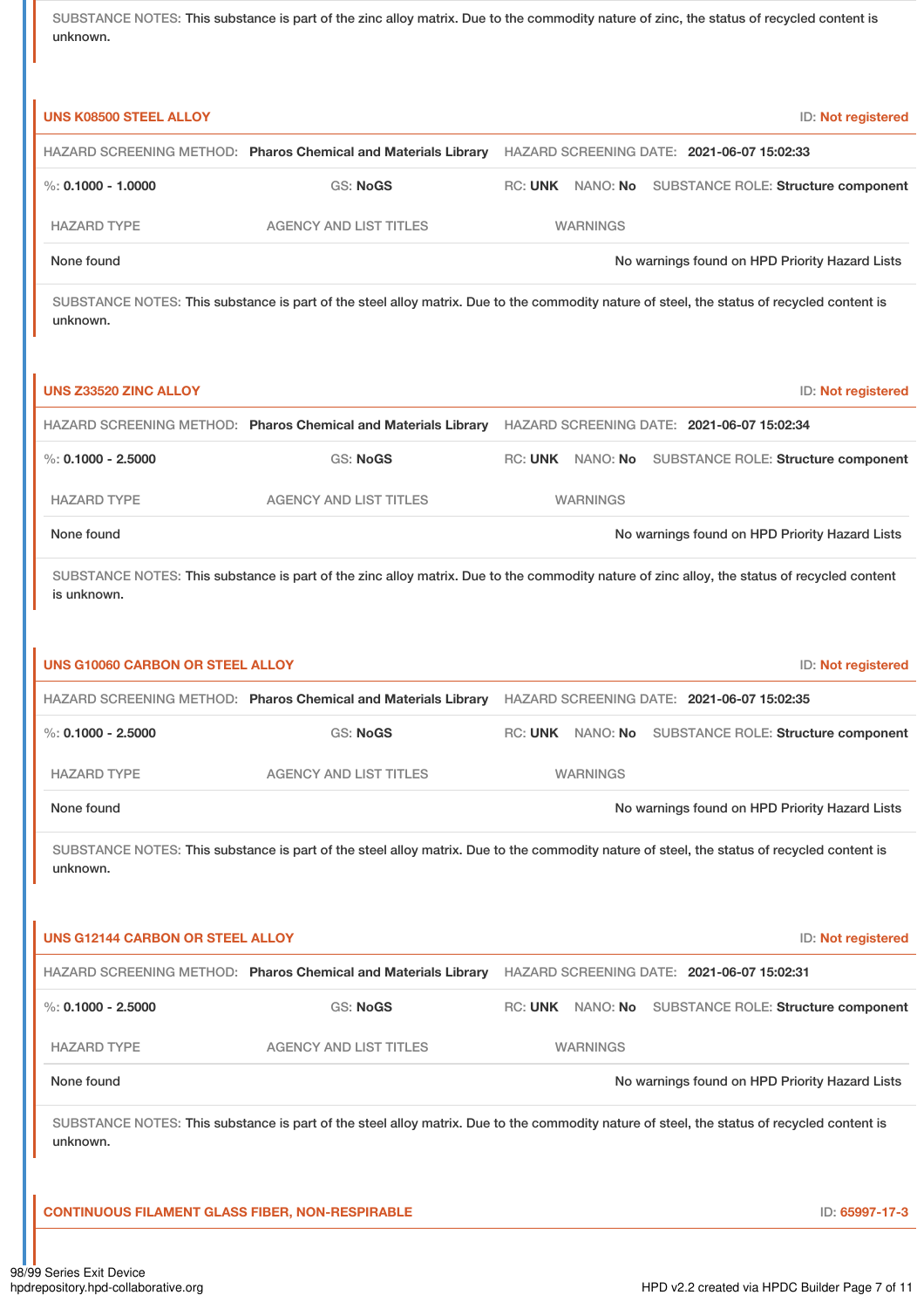SUBSTANCE NOTES: This substance is part of the zinc alloy matrix. Due to the commodity nature of zinc, the status of recycled content is unknown.

**UNS K08500 STEEL ALLOY** ID: Not registered

HAZARD SCREENING METHOD: **Pharos Chemical and Materials Library** HAZARD SCREENING DATE: **2021-06-07 15:02:33**

%: **0.1000 - 1.0000** GS: **NoGS** RC: **UNK** NANO: **No** SUBSTANCE ROLE: **Structure component**

| HAZARD TYPE | AGENCY AND LIST TITLES | WARNINGS |
|---|---|---|
| None found | | No warnings found on HPD Priority Hazard Lists |

SUBSTANCE NOTES: This substance is part of the steel alloy matrix. Due to the commodity nature of steel, the status of recycled content is unknown.

**UNS Z33520 ZINC ALLOY** ID: Not registered

HAZARD SCREENING METHOD: **Pharos Chemical and Materials Library** HAZARD SCREENING DATE: **2021-06-07 15:02:34**

%: **0.1000 - 2.5000** GS: **NoGS** RC: **UNK** NANO: **No** SUBSTANCE ROLE: **Structure component**

| HAZARD TYPE | AGENCY AND LIST TITLES | WARNINGS |
|---|---|---|
| None found | | No warnings found on HPD Priority Hazard Lists |

SUBSTANCE NOTES: This substance is part of the zinc alloy matrix. Due to the commodity nature of zinc alloy, the status of recycled content is unknown.

**UNS G10060 CARBON OR STEEL ALLOY** ID: Not registered

HAZARD SCREENING METHOD: **Pharos Chemical and Materials Library** HAZARD SCREENING DATE: **2021-06-07 15:02:35**

%: **0.1000 - 2.5000** GS: **NoGS** RC: **UNK** NANO: **No** SUBSTANCE ROLE: **Structure component**

| HAZARD TYPE | AGENCY AND LIST TITLES | WARNINGS |
|---|---|---|
| None found | | No warnings found on HPD Priority Hazard Lists |

SUBSTANCE NOTES: This substance is part of the steel alloy matrix. Due to the commodity nature of steel, the status of recycled content is unknown.

**UNS G12144 CARBON OR STEEL ALLOY** ID: Not registered

HAZARD SCREENING METHOD: **Pharos Chemical and Materials Library** HAZARD SCREENING DATE: **2021-06-07 15:02:31**

%: **0.1000 - 2.5000** GS: **NoGS** RC: **UNK** NANO: **No** SUBSTANCE ROLE: **Structure component**

| HAZARD TYPE | AGENCY AND LIST TITLES | WARNINGS |
|---|---|---|
| None found | | No warnings found on HPD Priority Hazard Lists |

SUBSTANCE NOTES: This substance is part of the steel alloy matrix. Due to the commodity nature of steel, the status of recycled content is unknown.

**CONTINUOUS FILAMENT GLASS FIBER, NON-RESPIRABLE** ID: 65997-17-3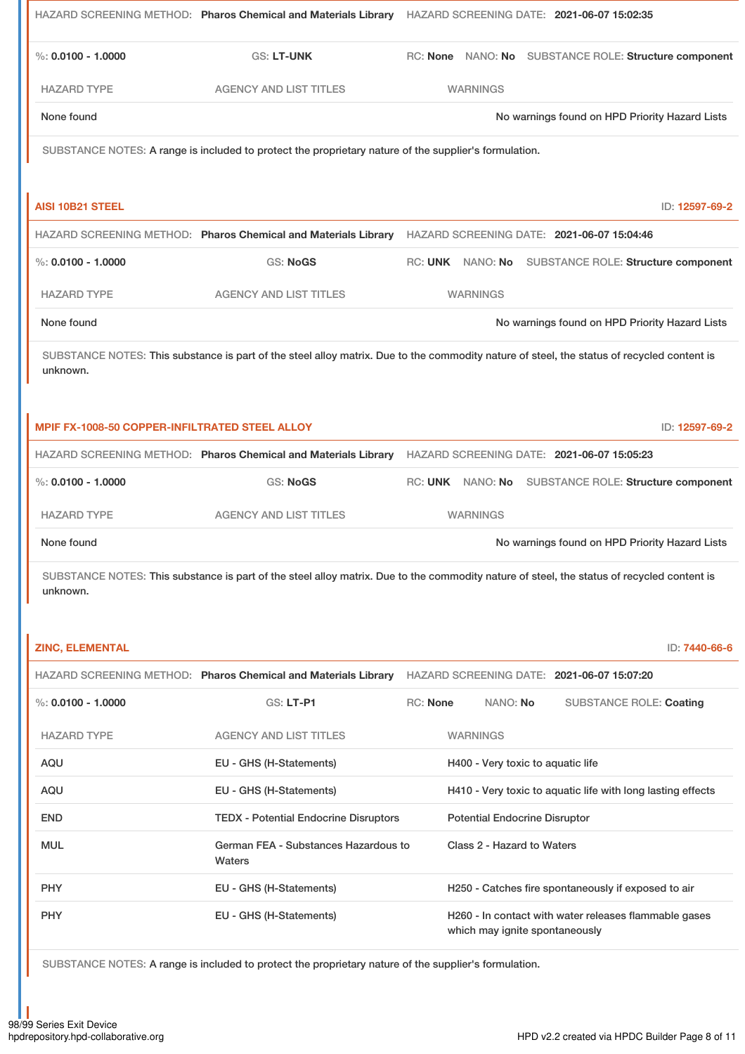HAZARD SCREENING METHOD: **Pharos Chemical and Materials Library** HAZARD SCREENING DATE: **2021-06-07 15:02:35**

%: **0.0100 - 1.0000** GS: **LT-UNK** RC: **None** NANO: **No** SUBSTANCE ROLE: **Structure component**

| HAZARD TYPE | AGENCY AND LIST TITLES | WARNINGS |
|---|---|---|
| None found | | No warnings found on HPD Priority Hazard Lists |

SUBSTANCE NOTES: A range is included to protect the proprietary nature of the supplier's formulation.

## AISI 10B21 STEEL

ID: 12597-69-2

HAZARD SCREENING METHOD: **Pharos Chemical and Materials Library** HAZARD SCREENING DATE: **2021-06-07 15:04:46**

%: **0.0100 - 1.0000** GS: **NoGS** RC: **UNK** NANO: **No** SUBSTANCE ROLE: **Structure component**

| HAZARD TYPE | AGENCY AND LIST TITLES | WARNINGS |
|---|---|---|
| None found | | No warnings found on HPD Priority Hazard Lists |

SUBSTANCE NOTES: This substance is part of the steel alloy matrix. Due to the commodity nature of steel, the status of recycled content is unknown.

## MPIF FX-1008-50 COPPER-INFILTRATED STEEL ALLOY

ID: 12597-69-2

HAZARD SCREENING METHOD: **Pharos Chemical and Materials Library** HAZARD SCREENING DATE: **2021-06-07 15:05:23**

%: **0.0100 - 1.0000** GS: **NoGS** RC: **UNK** NANO: **No** SUBSTANCE ROLE: **Structure component**

| HAZARD TYPE | AGENCY AND LIST TITLES | WARNINGS |
|---|---|---|
| None found | | No warnings found on HPD Priority Hazard Lists |

SUBSTANCE NOTES: This substance is part of the steel alloy matrix. Due to the commodity nature of steel, the status of recycled content is unknown.

## ZINC, ELEMENTAL

ID: 7440-66-6

HAZARD SCREENING METHOD: **Pharos Chemical and Materials Library** HAZARD SCREENING DATE: **2021-06-07 15:07:20**

%: **0.0100 - 1.0000** GS: **LT-P1** RC: **None** NANO: **No** SUBSTANCE ROLE: **Coating**

| HAZARD TYPE | AGENCY AND LIST TITLES | WARNINGS |
|---|---|---|
| AQU | EU - GHS (H-Statements) | H400 - Very toxic to aquatic life |
| AQU | EU - GHS (H-Statements) | H410 - Very toxic to aquatic life with long lasting effects |
| END | TEDX - Potential Endocrine Disruptors | Potential Endocrine Disruptor |
| MUL | German FEA - Substances Hazardous to Waters | Class 2 - Hazard to Waters |
| PHY | EU - GHS (H-Statements) | H250 - Catches fire spontaneously if exposed to air |
| PHY | EU - GHS (H-Statements) | H260 - In contact with water releases flammable gases which may ignite spontaneously |

SUBSTANCE NOTES: A range is included to protect the proprietary nature of the supplier's formulation.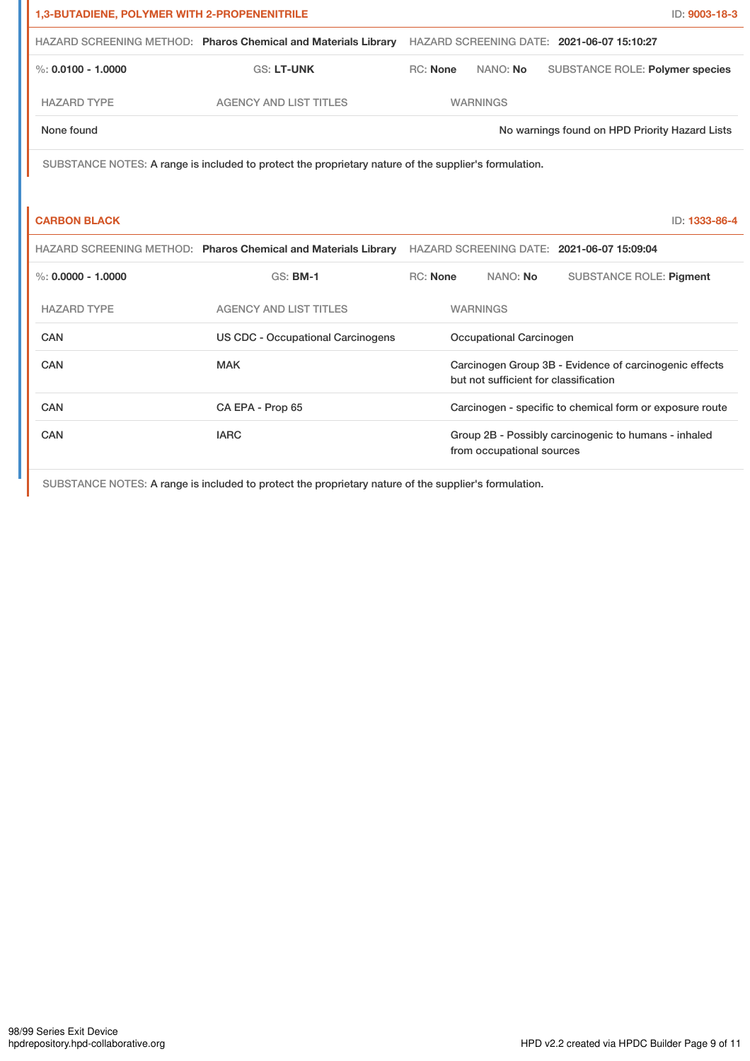## 1,3-BUTADIENE, POLYMER WITH 2-PROPENENITRILE

ID: 9003-18-3

HAZARD SCREENING METHOD: **Pharos Chemical and Materials Library** HAZARD SCREENING DATE: **2021-06-07 15:10:27**

%: **0.0100 - 1.0000** GS: **LT-UNK** RC: **None** NANO: **No** SUBSTANCE ROLE: **Polymer species**

| HAZARD TYPE | AGENCY AND LIST TITLES | WARNINGS |
|---|---|---|
| None found | | No warnings found on HPD Priority Hazard Lists |

SUBSTANCE NOTES: A range is included to protect the proprietary nature of the supplier's formulation.

## CARBON BLACK

ID: 1333-86-4

HAZARD SCREENING METHOD: **Pharos Chemical and Materials Library** HAZARD SCREENING DATE: **2021-06-07 15:09:04**

%: **0.0000 - 1.0000** GS: **BM-1** RC: **None** NANO: **No** SUBSTANCE ROLE: **Pigment**

| HAZARD TYPE | AGENCY AND LIST TITLES | WARNINGS |
|---|---|---|
| CAN | US CDC - Occupational Carcinogens | Occupational Carcinogen |
| CAN | MAK | Carcinogen Group 3B - Evidence of carcinogenic effects but not sufficient for classification |
| CAN | CA EPA - Prop 65 | Carcinogen - specific to chemical form or exposure route |
| CAN | IARC | Group 2B - Possibly carcinogenic to humans - inhaled from occupational sources |

SUBSTANCE NOTES: A range is included to protect the proprietary nature of the supplier's formulation.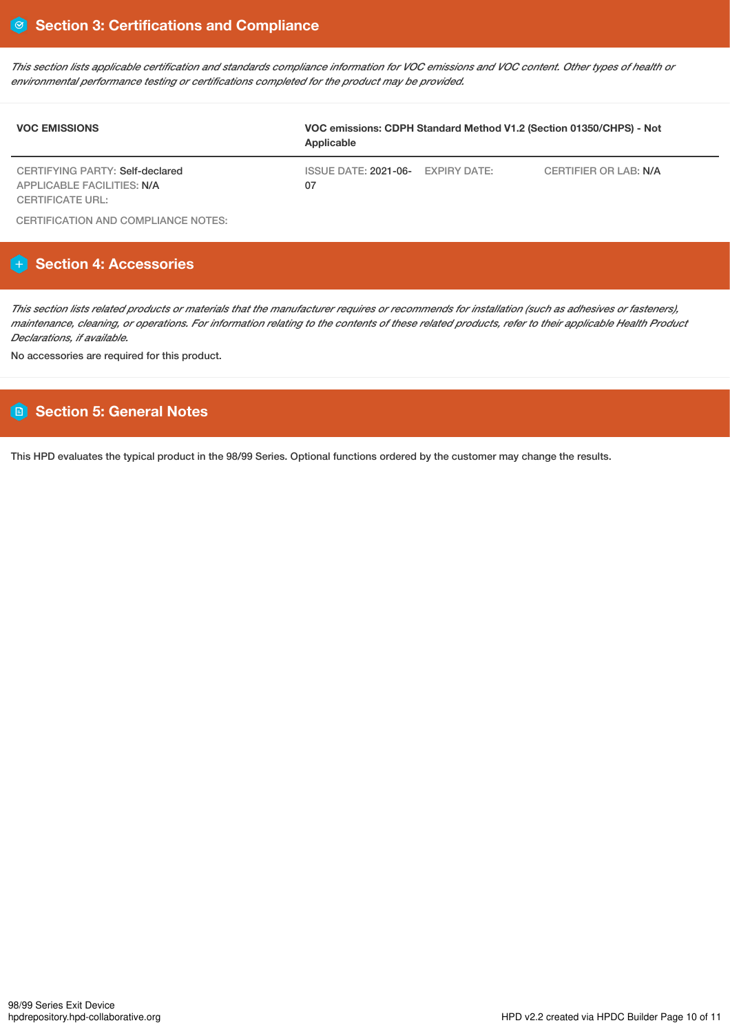## Section 3: Certifications and Compliance

*This section lists applicable certification and standards compliance information for VOC emissions and VOC content. Other types of health or environmental performance testing or certifications completed for the product may be provided.*

| VOC EMISSIONS | VOC emissions: CDPH Standard Method V1.2 (Section 01350/CHPS) - Not Applicable | | |
|---|---|---|---|
| CERTIFYING PARTY: Self-declared<br>APPLICABLE FACILITIES: N/A<br>CERTIFICATE URL: | ISSUE DATE: 2021-06-07 | EXPIRY DATE: | CERTIFIER OR LAB: N/A |

CERTIFICATION AND COMPLIANCE NOTES:

## Section 4: Accessories

*This section lists related products or materials that the manufacturer requires or recommends for installation (such as adhesives or fasteners), maintenance, cleaning, or operations. For information relating to the contents of these related products, refer to their applicable Health Product Declarations, if available.*

No accessories are required for this product.

## Section 5: General Notes

This HPD evaluates the typical product in the 98/99 Series. Optional functions ordered by the customer may change the results.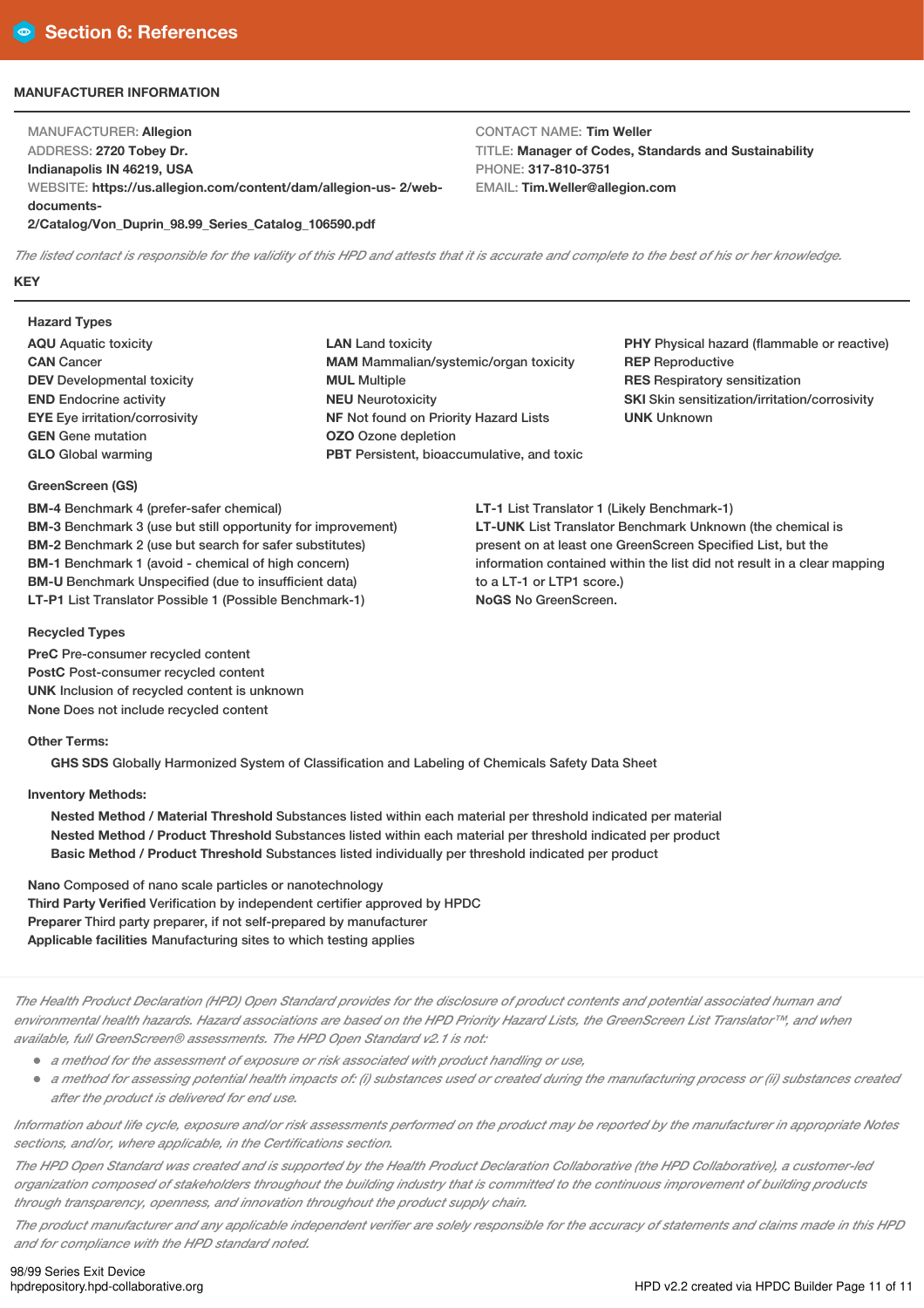## Section 6: References

### MANUFACTURER INFORMATION

MANUFACTURER: **Allegion**
ADDRESS: **2720 Tobey Dr. Indianapolis IN 46219, USA**
WEBSITE: **https://us.allegion.com/content/dam/allegion-us- 2/web-documents-2/Catalog/Von_Duprin_98.99_Series_Catalog_106590.pdf**

CONTACT NAME: **Tim Weller**
TITLE: **Manager of Codes, Standards and Sustainability**
PHONE: **317-810-3751**
EMAIL: **Tim.Weller@allegion.com**

*The listed contact is responsible for the validity of this HPD and attests that it is accurate and complete to the best of his or her knowledge.*

### KEY

**Hazard Types**

**AQU** Aquatic toxicity
**CAN** Cancer
**DEV** Developmental toxicity
**END** Endocrine activity
**EYE** Eye irritation/corrosivity
**GEN** Gene mutation
**GLO** Global warming
**LAN** Land toxicity
**MAM** Mammalian/systemic/organ toxicity
**MUL** Multiple
**NEU** Neurotoxicity
**NF** Not found on Priority Hazard Lists
**OZO** Ozone depletion
**PBT** Persistent, bioaccumulative, and toxic
**PHY** Physical hazard (flammable or reactive)
**REP** Reproductive
**RES** Respiratory sensitization
**SKI** Skin sensitization/irritation/corrosivity
**UNK** Unknown

**GreenScreen (GS)**

**BM-4** Benchmark 4 (prefer-safer chemical)
**BM-3** Benchmark 3 (use but still opportunity for improvement)
**BM-2** Benchmark 2 (use but search for safer substitutes)
**BM-1** Benchmark 1 (avoid - chemical of high concern)
**BM-U** Benchmark Unspecified (due to insufficient data)
**LT-P1** List Translator Possible 1 (Possible Benchmark-1)
**LT-1** List Translator 1 (Likely Benchmark-1)
**LT-UNK** List Translator Benchmark Unknown (the chemical is present on at least one GreenScreen Specified List, but the information contained within the list did not result in a clear mapping to a LT-1 or LTP1 score.)
**NoGS** No GreenScreen.

**Recycled Types**

**PreC** Pre-consumer recycled content
**PostC** Post-consumer recycled content
**UNK** Inclusion of recycled content is unknown
**None** Does not include recycled content

**Other Terms:**

**GHS SDS** Globally Harmonized System of Classification and Labeling of Chemicals Safety Data Sheet

**Inventory Methods:**

**Nested Method / Material Threshold** Substances listed within each material per threshold indicated per material
**Nested Method / Product Threshold** Substances listed within each material per threshold indicated per product
**Basic Method / Product Threshold** Substances listed individually per threshold indicated per product

**Nano** Composed of nano scale particles or nanotechnology
**Third Party Verified** Verification by independent certifier approved by HPDC
**Preparer** Third party preparer, if not self-prepared by manufacturer
**Applicable facilities** Manufacturing sites to which testing applies

*The Health Product Declaration (HPD) Open Standard provides for the disclosure of product contents and potential associated human and environmental health hazards. Hazard associations are based on the HPD Priority Hazard Lists, the GreenScreen List Translator™, and when available, full GreenScreen® assessments. The HPD Open Standard v2.1 is not:*

- *a method for the assessment of exposure or risk associated with product handling or use,*
- *a method for assessing potential health impacts of: (i) substances used or created during the manufacturing process or (ii) substances created after the product is delivered for end use.*

*Information about life cycle, exposure and/or risk assessments performed on the product may be reported by the manufacturer in appropriate Notes sections, and/or, where applicable, in the Certifications section.*

*The HPD Open Standard was created and is supported by the Health Product Declaration Collaborative (the HPD Collaborative), a customer-led organization composed of stakeholders throughout the building industry that is committed to the continuous improvement of building products through transparency, openness, and innovation throughout the product supply chain.*

*The product manufacturer and any applicable independent verifier are solely responsible for the accuracy of statements and claims made in this HPD and for compliance with the HPD standard noted.*